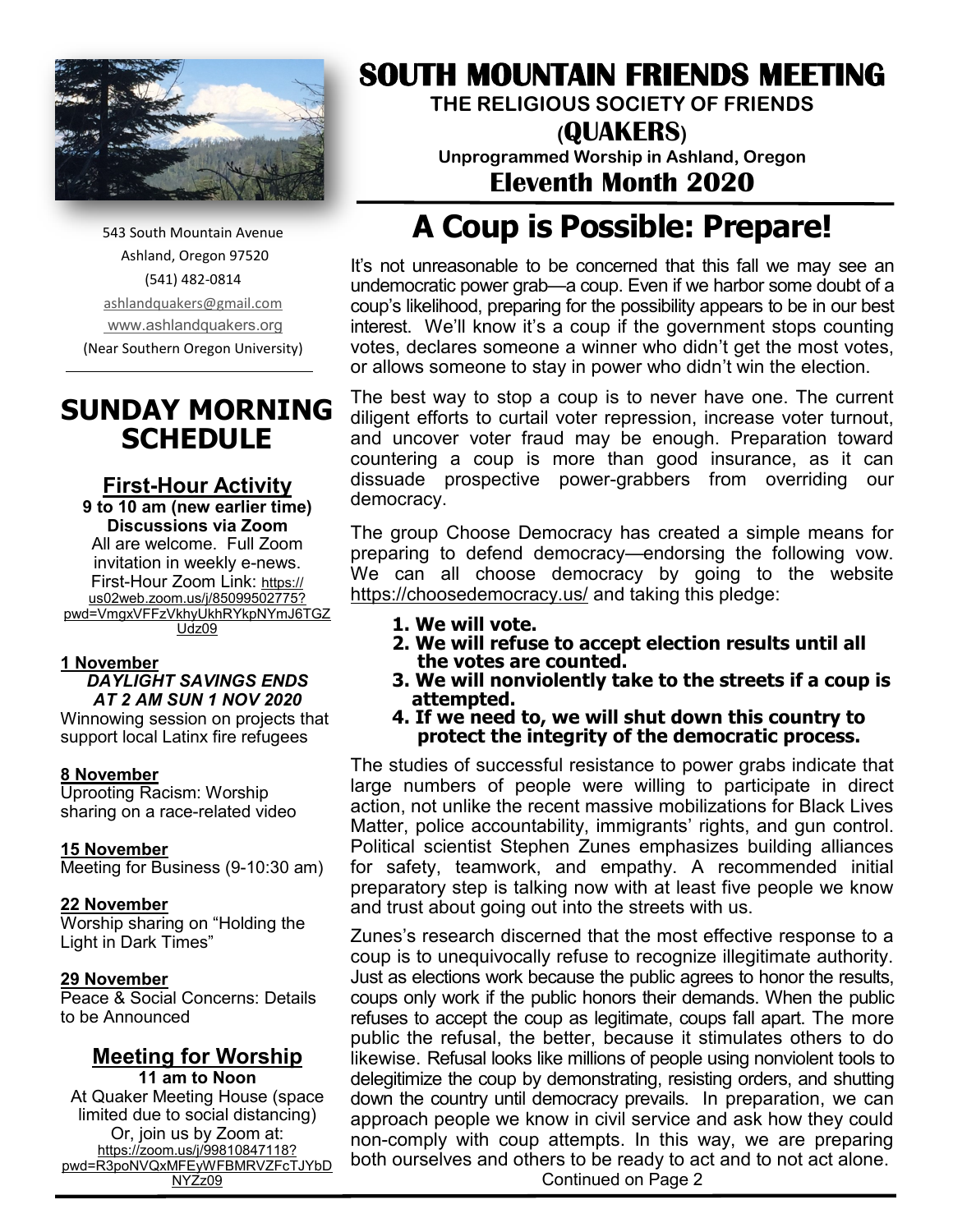# SOUTH MOUNTAIN FRIENDS MEETING

**THE RELIGIOUS SOCIETY OF FRIENDS**

**(QUAKERS)**

**Unprogrammed Worship in Ashland, Oregon**

**Eleventh Month 2020**

543 South Mountain Avenue
Ashland, Oregon 97520
(541) 482-0814
ashlandquakers@gmail.com
www.ashlandquakers.org
(Near Southern Oregon University)

## SUNDAY MORNING SCHEDULE

### First-Hour Activity

**9 to 10 am (new earlier time)**
**Discussions via Zoom**
All are welcome. Full Zoom invitation in weekly e-news.
First-Hour Zoom Link: https://us02web.zoom.us/j/85099502775?pwd=VmgxVFFzVkhyUkhRYkpNYmJ6TGZUdz09

**1 November**
***DAYLIGHT SAVINGS ENDS AT 2 AM SUN 1 NOV 2020***
Winnowing session on projects that support local Latinx fire refugees

**8 November**
Uprooting Racism: Worship sharing on a race-related video

**15 November**
Meeting for Business (9-10:30 am)

**22 November**
Worship sharing on "Holding the Light in Dark Times"

**29 November**
Peace & Social Concerns: Details to be Announced

### Meeting for Worship

**11 am to Noon**
At Quaker Meeting House (space limited due to social distancing)
Or, join us by Zoom at:
https://zoom.us/j/99810847118?pwd=R3poNVQxMFEyWFBMRVZFcTJYbDNYZz09

## A Coup is Possible: Prepare!

It's not unreasonable to be concerned that this fall we may see an undemocratic power grab—a coup. Even if we harbor some doubt of a coup's likelihood, preparing for the possibility appears to be in our best interest. We'll know it's a coup if the government stops counting votes, declares someone a winner who didn't get the most votes, or allows someone to stay in power who didn't win the election.

The best way to stop a coup is to never have one. The current diligent efforts to curtail voter repression, increase voter turnout, and uncover voter fraud may be enough. Preparation toward countering a coup is more than good insurance, as it can dissuade prospective power-grabbers from overriding our democracy.

The group Choose Democracy has created a simple means for preparing to defend democracy—endorsing the following vow. We can all choose democracy by going to the website https://choosedemocracy.us/ and taking this pledge:

1. **We will vote.**
2. **We will refuse to accept election results until all the votes are counted.**
3. **We will nonviolently take to the streets if a coup is attempted.**
4. **If we need to, we will shut down this country to protect the integrity of the democratic process.**

The studies of successful resistance to power grabs indicate that large numbers of people were willing to participate in direct action, not unlike the recent massive mobilizations for Black Lives Matter, police accountability, immigrants' rights, and gun control. Political scientist Stephen Zunes emphasizes building alliances for safety, teamwork, and empathy. A recommended initial preparatory step is talking now with at least five people we know and trust about going out into the streets with us.

Zunes's research discerned that the most effective response to a coup is to unequivocally refuse to recognize illegitimate authority. Just as elections work because the public agrees to honor the results, coups only work if the public honors their demands. When the public refuses to accept the coup as legitimate, coups fall apart. The more public the refusal, the better, because it stimulates others to do likewise. Refusal looks like millions of people using nonviolent tools to delegitimize the coup by demonstrating, resisting orders, and shutting down the country until democracy prevails. In preparation, we can approach people we know in civil service and ask how they could non-comply with coup attempts. In this way, we are preparing both ourselves and others to be ready to act and to not act alone.

Continued on Page 2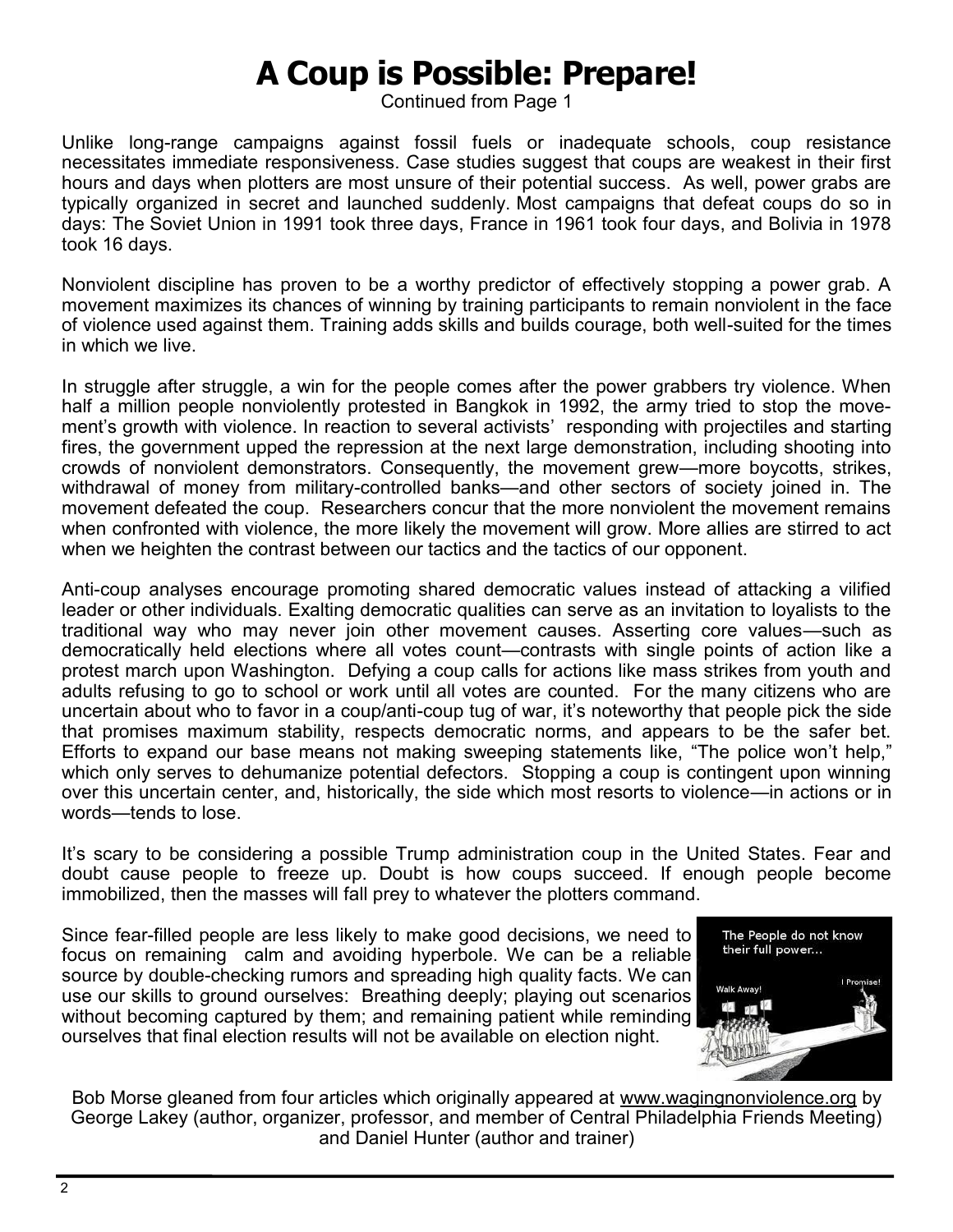# A Coup is Possible: Prepare!

Continued from Page 1

Unlike long-range campaigns against fossil fuels or inadequate schools, coup resistance necessitates immediate responsiveness. Case studies suggest that coups are weakest in their first hours and days when plotters are most unsure of their potential success. As well, power grabs are typically organized in secret and launched suddenly. Most campaigns that defeat coups do so in days: The Soviet Union in 1991 took three days, France in 1961 took four days, and Bolivia in 1978 took 16 days.

Nonviolent discipline has proven to be a worthy predictor of effectively stopping a power grab. A movement maximizes its chances of winning by training participants to remain nonviolent in the face of violence used against them. Training adds skills and builds courage, both well-suited for the times in which we live.

In struggle after struggle, a win for the people comes after the power grabbers try violence. When half a million people nonviolently protested in Bangkok in 1992, the army tried to stop the movement's growth with violence. In reaction to several activists' responding with projectiles and starting fires, the government upped the repression at the next large demonstration, including shooting into crowds of nonviolent demonstrators. Consequently, the movement grew—more boycotts, strikes, withdrawal of money from military-controlled banks—and other sectors of society joined in. The movement defeated the coup. Researchers concur that the more nonviolent the movement remains when confronted with violence, the more likely the movement will grow. More allies are stirred to act when we heighten the contrast between our tactics and the tactics of our opponent.

Anti-coup analyses encourage promoting shared democratic values instead of attacking a vilified leader or other individuals. Exalting democratic qualities can serve as an invitation to loyalists to the traditional way who may never join other movement causes. Asserting core values—such as democratically held elections where all votes count—contrasts with single points of action like a protest march upon Washington. Defying a coup calls for actions like mass strikes from youth and adults refusing to go to school or work until all votes are counted. For the many citizens who are uncertain about who to favor in a coup/anti-coup tug of war, it's noteworthy that people pick the side that promises maximum stability, respects democratic norms, and appears to be the safer bet. Efforts to expand our base means not making sweeping statements like, "The police won't help," which only serves to dehumanize potential defectors. Stopping a coup is contingent upon winning over this uncertain center, and, historically, the side which most resorts to violence—in actions or in words—tends to lose.

It's scary to be considering a possible Trump administration coup in the United States. Fear and doubt cause people to freeze up. Doubt is how coups succeed. If enough people become immobilized, then the masses will fall prey to whatever the plotters command.

Since fear-filled people are less likely to make good decisions, we need to focus on remaining calm and avoiding hyperbole. We can be a reliable source by double-checking rumors and spreading high quality facts. We can use our skills to ground ourselves: Breathing deeply; playing out scenarios without becoming captured by them; and remaining patient while reminding ourselves that final election results will not be available on election night.

The People do not know their full power...

Walk Away!

I Promise!

Bob Morse gleaned from four articles which originally appeared at www.wagingnonviolence.org by George Lakey (author, organizer, professor, and member of Central Philadelphia Friends Meeting) and Daniel Hunter (author and trainer)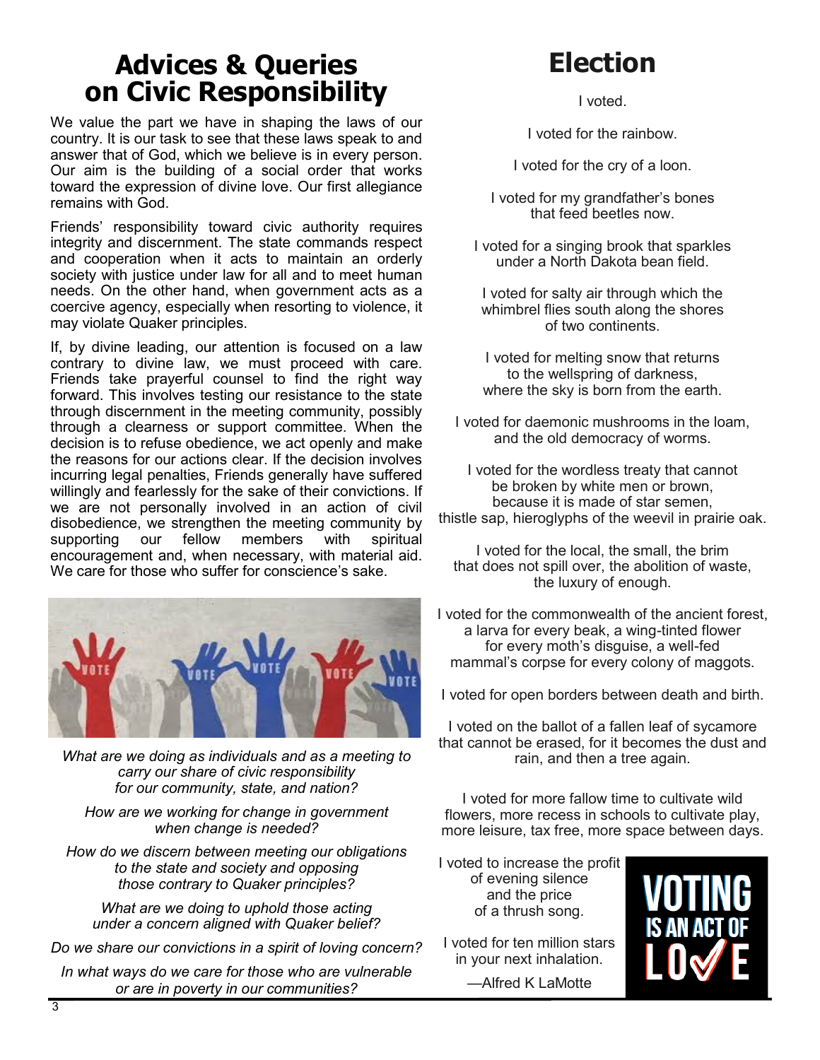# Advices & Queries on Civic Responsibility

We value the part we have in shaping the laws of our country. It is our task to see that these laws speak to and answer that of God, which we believe is in every person. Our aim is the building of a social order that works toward the expression of divine love. Our first allegiance remains with God.

Friends' responsibility toward civic authority requires integrity and discernment. The state commands respect and cooperation when it acts to maintain an orderly society with justice under law for all and to meet human needs. On the other hand, when government acts as a coercive agency, especially when resorting to violence, it may violate Quaker principles.

If, by divine leading, our attention is focused on a law contrary to divine law, we must proceed with care. Friends take prayerful counsel to find the right way forward. This involves testing our resistance to the state through discernment in the meeting community, possibly through a clearness or support committee. When the decision is to refuse obedience, we act openly and make the reasons for our actions clear. If the decision involves incurring legal penalties, Friends generally have suffered willingly and fearlessly for the sake of their convictions. If we are not personally involved in an action of civil disobedience, we strengthen the meeting community by supporting our fellow members with spiritual encouragement and, when necessary, with material aid. We care for those who suffer for conscience's sake.

*What are we doing as individuals and as a meeting to carry our share of civic responsibility for our community, state, and nation?*

*How are we working for change in government when change is needed?*

*How do we discern between meeting our obligations to the state and society and opposing those contrary to Quaker principles?*

*What are we doing to uphold those acting under a concern aligned with Quaker belief?*

*Do we share our convictions in a spirit of loving concern?*

*In what ways do we care for those who are vulnerable or are in poverty in our communities?*

# Election

I voted.

I voted for the rainbow.

I voted for the cry of a loon.

I voted for my grandfather's bones
that feed beetles now.

I voted for a singing brook that sparkles
under a North Dakota bean field.

I voted for salty air through which the
whimbrel flies south along the shores
of two continents.

I voted for melting snow that returns
to the wellspring of darkness,
where the sky is born from the earth.

I voted for daemonic mushrooms in the loam,
and the old democracy of worms.

I voted for the wordless treaty that cannot
be broken by white men or brown,
because it is made of star semen,
thistle sap, hieroglyphs of the weevil in prairie oak.

I voted for the local, the small, the brim
that does not spill over, the abolition of waste,
the luxury of enough.

I voted for the commonwealth of the ancient forest,
a larva for every beak, a wing-tinted flower
for every moth's disguise, a well-fed
mammal's corpse for every colony of maggots.

I voted for open borders between death and birth.

I voted on the ballot of a fallen leaf of sycamore
that cannot be erased, for it becomes the dust and
rain, and then a tree again.

I voted for more fallow time to cultivate wild
flowers, more recess in schools to cultivate play,
more leisure, tax free, more space between days.

I voted to increase the profit
of evening silence
and the price
of a thrush song.

I voted for ten million stars
in your next inhalation.

—Alfred K LaMotte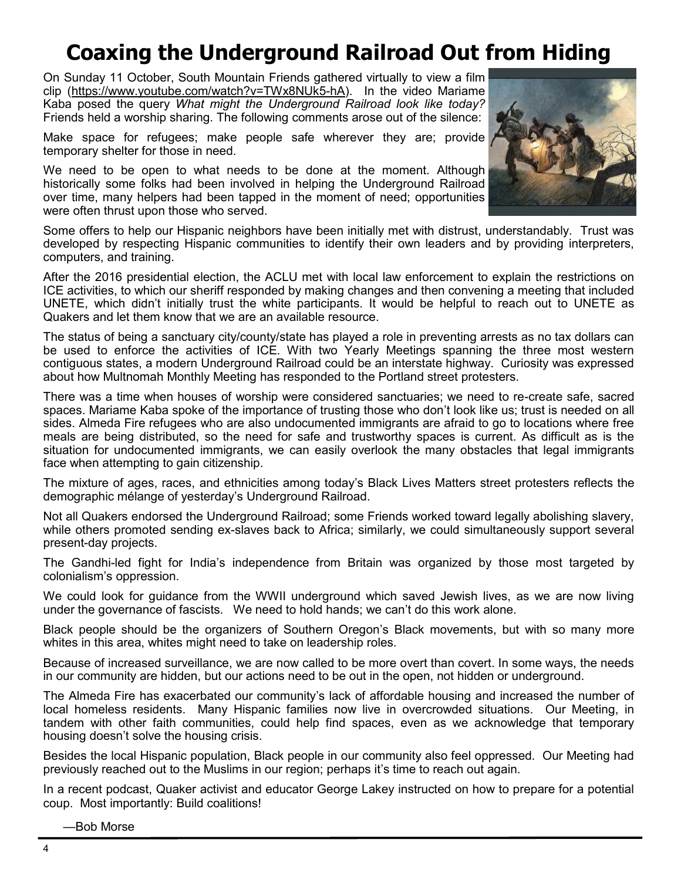# Coaxing the Underground Railroad Out from Hiding

On Sunday 11 October, South Mountain Friends gathered virtually to view a film clip (https://www.youtube.com/watch?v=TWx8NUk5-hA). In the video Mariame Kaba posed the query *What might the Underground Railroad look like today?* Friends held a worship sharing. The following comments arose out of the silence:

Make space for refugees; make people safe wherever they are; provide temporary shelter for those in need.

We need to be open to what needs to be done at the moment. Although historically some folks had been involved in helping the Underground Railroad over time, many helpers had been tapped in the moment of need; opportunities were often thrust upon those who served.

Some offers to help our Hispanic neighbors have been initially met with distrust, understandably. Trust was developed by respecting Hispanic communities to identify their own leaders and by providing interpreters, computers, and training.

After the 2016 presidential election, the ACLU met with local law enforcement to explain the restrictions on ICE activities, to which our sheriff responded by making changes and then convening a meeting that included UNETE, which didn't initially trust the white participants. It would be helpful to reach out to UNETE as Quakers and let them know that we are an available resource.

The status of being a sanctuary city/county/state has played a role in preventing arrests as no tax dollars can be used to enforce the activities of ICE. With two Yearly Meetings spanning the three most western contiguous states, a modern Underground Railroad could be an interstate highway. Curiosity was expressed about how Multnomah Monthly Meeting has responded to the Portland street protesters.

There was a time when houses of worship were considered sanctuaries; we need to re-create safe, sacred spaces. Mariame Kaba spoke of the importance of trusting those who don't look like us; trust is needed on all sides. Almeda Fire refugees who are also undocumented immigrants are afraid to go to locations where free meals are being distributed, so the need for safe and trustworthy spaces is current. As difficult as is the situation for undocumented immigrants, we can easily overlook the many obstacles that legal immigrants face when attempting to gain citizenship.

The mixture of ages, races, and ethnicities among today's Black Lives Matters street protesters reflects the demographic mélange of yesterday's Underground Railroad.

Not all Quakers endorsed the Underground Railroad; some Friends worked toward legally abolishing slavery, while others promoted sending ex-slaves back to Africa; similarly, we could simultaneously support several present-day projects.

The Gandhi-led fight for India's independence from Britain was organized by those most targeted by colonialism's oppression.

We could look for guidance from the WWII underground which saved Jewish lives, as we are now living under the governance of fascists. We need to hold hands; we can't do this work alone.

Black people should be the organizers of Southern Oregon's Black movements, but with so many more whites in this area, whites might need to take on leadership roles.

Because of increased surveillance, we are now called to be more overt than covert. In some ways, the needs in our community are hidden, but our actions need to be out in the open, not hidden or underground.

The Almeda Fire has exacerbated our community's lack of affordable housing and increased the number of local homeless residents. Many Hispanic families now live in overcrowded situations. Our Meeting, in tandem with other faith communities, could help find spaces, even as we acknowledge that temporary housing doesn't solve the housing crisis.

Besides the local Hispanic population, Black people in our community also feel oppressed. Our Meeting had previously reached out to the Muslims in our region; perhaps it's time to reach out again.

In a recent podcast, Quaker activist and educator George Lakey instructed on how to prepare for a potential coup. Most importantly: Build coalitions!

—Bob Morse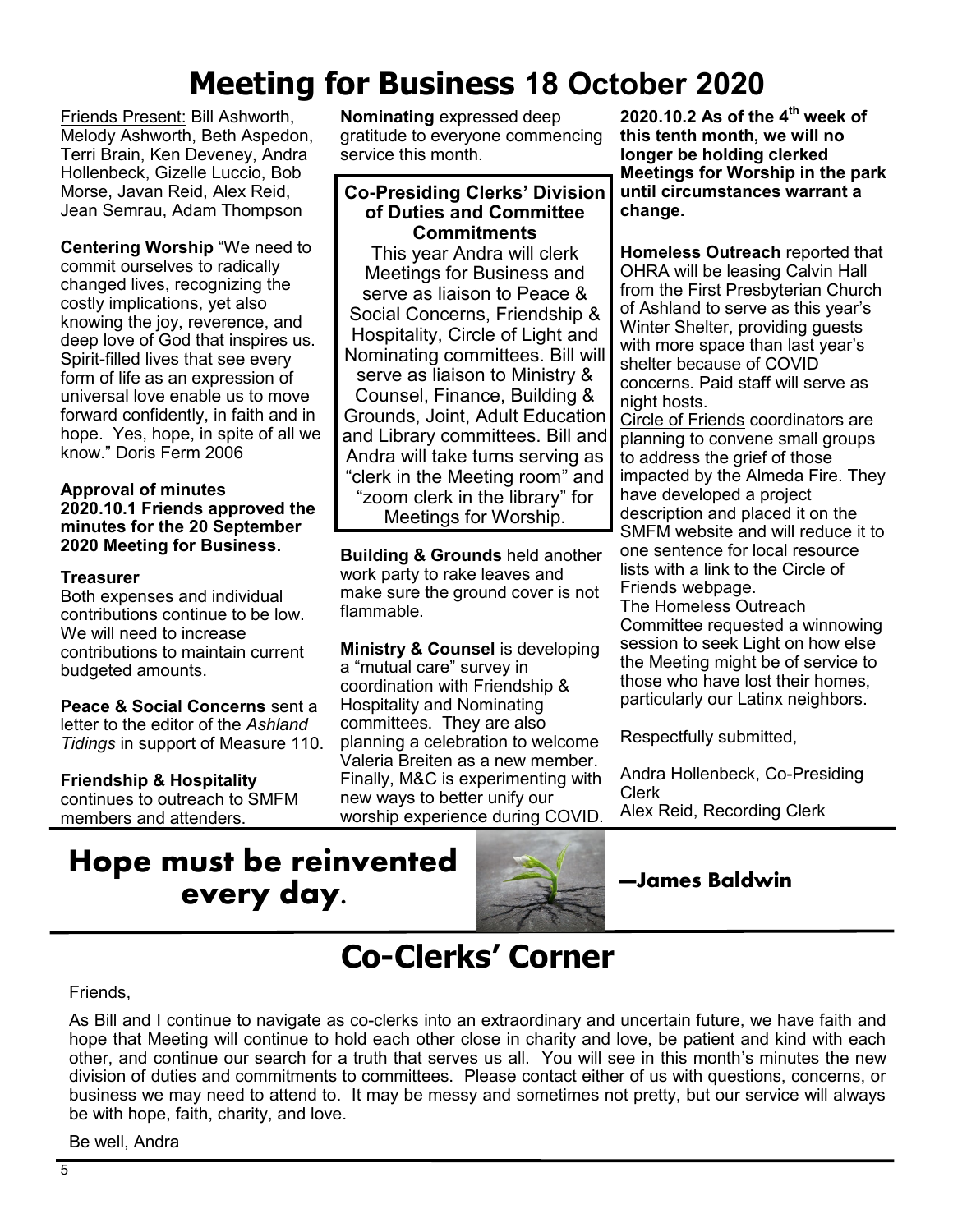# Meeting for Business 18 October 2020

Friends Present: Bill Ashworth, Melody Ashworth, Beth Aspedon, Terri Brain, Ken Deveney, Andra Hollenbeck, Gizelle Luccio, Bob Morse, Javan Reid, Alex Reid, Jean Semrau, Adam Thompson

**Centering Worship** "We need to commit ourselves to radically changed lives, recognizing the costly implications, yet also knowing the joy, reverence, and deep love of God that inspires us. Spirit-filled lives that see every form of life as an expression of universal love enable us to move forward confidently, in faith and in hope. Yes, hope, in spite of all we know." Doris Ferm 2006

**Approval of minutes**
**2020.10.1 Friends approved the minutes for the 20 September 2020 Meeting for Business.**

**Treasurer**
Both expenses and individual contributions continue to be low. We will need to increase contributions to maintain current budgeted amounts.

**Peace & Social Concerns** sent a letter to the editor of the *Ashland Tidings* in support of Measure 110.

**Friendship & Hospitality** continues to outreach to SMFM members and attenders.

**Nominating** expressed deep gratitude to everyone commencing service this month.

**Co-Presiding Clerks' Division of Duties and Committee Commitments**

This year Andra will clerk Meetings for Business and serve as liaison to Peace & Social Concerns, Friendship & Hospitality, Circle of Light and Nominating committees. Bill will serve as liaison to Ministry & Counsel, Finance, Building & Grounds, Joint, Adult Education and Library committees. Bill and Andra will take turns serving as "clerk in the Meeting room" and "zoom clerk in the library" for Meetings for Worship.

**Building & Grounds** held another work party to rake leaves and make sure the ground cover is not flammable.

**Ministry & Counsel** is developing a "mutual care" survey in coordination with Friendship & Hospitality and Nominating committees. They are also planning a celebration to welcome Valeria Breiten as a new member. Finally, M&C is experimenting with new ways to better unify our worship experience during COVID.

**2020.10.2 As of the 4th week of this tenth month, we will no longer be holding clerked Meetings for Worship in the park until circumstances warrant a change.**

**Homeless Outreach** reported that OHRA will be leasing Calvin Hall from the First Presbyterian Church of Ashland to serve as this year's Winter Shelter, providing guests with more space than last year's shelter because of COVID concerns. Paid staff will serve as night hosts.
Circle of Friends coordinators are planning to convene small groups to address the grief of those impacted by the Almeda Fire. They have developed a project description and placed it on the SMFM website and will reduce it to one sentence for local resource lists with a link to the Circle of Friends webpage.
The Homeless Outreach Committee requested a winnowing session to seek Light on how else the Meeting might be of service to those who have lost their homes, particularly our Latinx neighbors.

Respectfully submitted,

Andra Hollenbeck, Co-Presiding Clerk
Alex Reid, Recording Clerk

**Hope must be reinvented every day.** —James Baldwin

# Co-Clerks' Corner

Friends,

As Bill and I continue to navigate as co-clerks into an extraordinary and uncertain future, we have faith and hope that Meeting will continue to hold each other close in charity and love, be patient and kind with each other, and continue our search for a truth that serves us all. You will see in this month's minutes the new division of duties and commitments to committees. Please contact either of us with questions, concerns, or business we may need to attend to. It may be messy and sometimes not pretty, but our service will always be with hope, faith, charity, and love.

Be well, Andra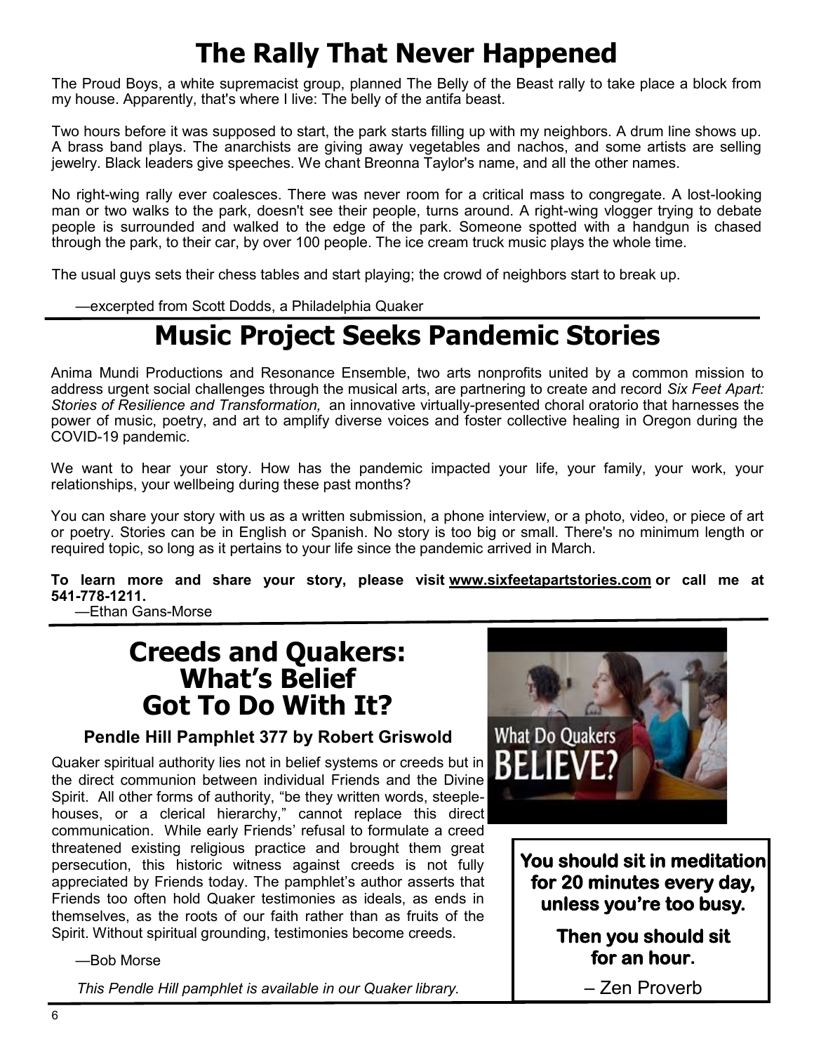# The Rally That Never Happened

The Proud Boys, a white supremacist group, planned The Belly of the Beast rally to take place a block from my house. Apparently, that's where I live: The belly of the antifa beast.

Two hours before it was supposed to start, the park starts filling up with my neighbors. A drum line shows up. A brass band plays. The anarchists are giving away vegetables and nachos, and some artists are selling jewelry. Black leaders give speeches. We chant Breonna Taylor's name, and all the other names.

No right-wing rally ever coalesces. There was never room for a critical mass to congregate. A lost-looking man or two walks to the park, doesn't see their people, turns around. A right-wing vlogger trying to debate people is surrounded and walked to the edge of the park. Someone spotted with a handgun is chased through the park, to their car, by over 100 people. The ice cream truck music plays the whole time.

The usual guys sets their chess tables and start playing; the crowd of neighbors start to break up.

—excerpted from Scott Dodds, a Philadelphia Quaker

# Music Project Seeks Pandemic Stories

Anima Mundi Productions and Resonance Ensemble, two arts nonprofits united by a common mission to address urgent social challenges through the musical arts, are partnering to create and record *Six Feet Apart: Stories of Resilience and Transformation,* an innovative virtually-presented choral oratorio that harnesses the power of music, poetry, and art to amplify diverse voices and foster collective healing in Oregon during the COVID-19 pandemic.

We want to hear your story. How has the pandemic impacted your life, your family, your work, your relationships, your wellbeing during these past months?

You can share your story with us as a written submission, a phone interview, or a photo, video, or piece of art or poetry. Stories can be in English or Spanish. No story is too big or small. There's no minimum length or required topic, so long as it pertains to your life since the pandemic arrived in March.

**To learn more and share your story, please visit www.sixfeetapartstories.com or call me at 541-778-1211.**

—Ethan Gans-Morse

# Creeds and Quakers: What's Belief Got To Do With It?

### Pendle Hill Pamphlet 377 by Robert Griswold

What Do Quakers BELIEVE?

Quaker spiritual authority lies not in belief systems or creeds but in the direct communion between individual Friends and the Divine Spirit. All other forms of authority, "be they written words, steeple-houses, or a clerical hierarchy," cannot replace this direct communication. While early Friends' refusal to formulate a creed threatened existing religious practice and brought them great persecution, this historic witness against creeds is not fully appreciated by Friends today. The pamphlet's author asserts that Friends too often hold Quaker testimonies as ideals, as ends in themselves, as the roots of our faith rather than as fruits of the Spirit. Without spiritual grounding, testimonies become creeds.

—Bob Morse

*This Pendle Hill pamphlet is available in our Quaker library.*

**You should sit in meditation for 20 minutes every day, unless you're too busy.**

**Then you should sit for an hour.**

– Zen Proverb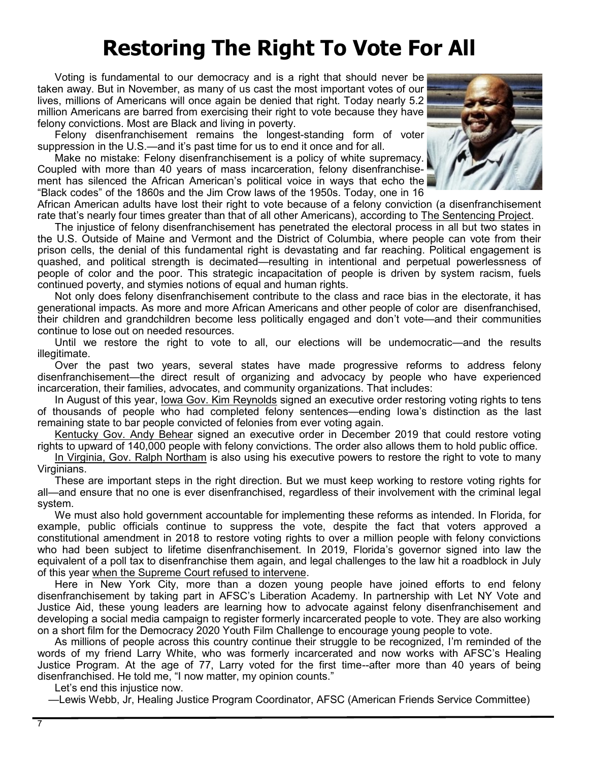# Restoring The Right To Vote For All

Voting is fundamental to our democracy and is a right that should never be taken away. But in November, as many of us cast the most important votes of our lives, millions of Americans will once again be denied that right. Today nearly 5.2 million Americans are barred from exercising their right to vote because they have felony convictions. Most are Black and living in poverty.

Felony disenfranchisement remains the longest-standing form of voter suppression in the U.S.—and it's past time for us to end it once and for all.

Make no mistake: Felony disenfranchisement is a policy of white supremacy. Coupled with more than 40 years of mass incarceration, felony disenfranchisement has silenced the African American's political voice in ways that echo the "Black codes" of the 1860s and the Jim Crow laws of the 1950s. Today, one in 16 African American adults have lost their right to vote because of a felony conviction (a disenfranchisement rate that's nearly four times greater than that of all other Americans), according to The Sentencing Project.

The injustice of felony disenfranchisement has penetrated the electoral process in all but two states in the U.S. Outside of Maine and Vermont and the District of Columbia, where people can vote from their prison cells, the denial of this fundamental right is devastating and far reaching. Political engagement is quashed, and political strength is decimated—resulting in intentional and perpetual powerlessness of people of color and the poor. This strategic incapacitation of people is driven by system racism, fuels continued poverty, and stymies notions of equal and human rights.

Not only does felony disenfranchisement contribute to the class and race bias in the electorate, it has generational impacts. As more and more African Americans and other people of color are disenfranchised, their children and grandchildren become less politically engaged and don't vote—and their communities continue to lose out on needed resources.

Until we restore the right to vote to all, our elections will be undemocratic—and the results illegitimate.

Over the past two years, several states have made progressive reforms to address felony disenfranchisement—the direct result of organizing and advocacy by people who have experienced incarceration, their families, advocates, and community organizations. That includes:

In August of this year, Iowa Gov. Kim Reynolds signed an executive order restoring voting rights to tens of thousands of people who had completed felony sentences—ending Iowa's distinction as the last remaining state to bar people convicted of felonies from ever voting again.

Kentucky Gov. Andy Behear signed an executive order in December 2019 that could restore voting rights to upward of 140,000 people with felony convictions. The order also allows them to hold public office.

In Virginia, Gov. Ralph Northam is also using his executive powers to restore the right to vote to many Virginians.

These are important steps in the right direction. But we must keep working to restore voting rights for all—and ensure that no one is ever disenfranchised, regardless of their involvement with the criminal legal system.

We must also hold government accountable for implementing these reforms as intended. In Florida, for example, public officials continue to suppress the vote, despite the fact that voters approved a constitutional amendment in 2018 to restore voting rights to over a million people with felony convictions who had been subject to lifetime disenfranchisement. In 2019, Florida's governor signed into law the equivalent of a poll tax to disenfranchise them again, and legal challenges to the law hit a roadblock in July of this year when the Supreme Court refused to intervene.

Here in New York City, more than a dozen young people have joined efforts to end felony disenfranchisement by taking part in AFSC's Liberation Academy. In partnership with Let NY Vote and Justice Aid, these young leaders are learning how to advocate against felony disenfranchisement and developing a social media campaign to register formerly incarcerated people to vote. They are also working on a short film for the Democracy 2020 Youth Film Challenge to encourage young people to vote.

As millions of people across this country continue their struggle to be recognized, I'm reminded of the words of my friend Larry White, who was formerly incarcerated and now works with AFSC's Healing Justice Program. At the age of 77, Larry voted for the first time--after more than 40 years of being disenfranchised. He told me, "I now matter, my opinion counts."

Let's end this injustice now.

—Lewis Webb, Jr, Healing Justice Program Coordinator, AFSC (American Friends Service Committee)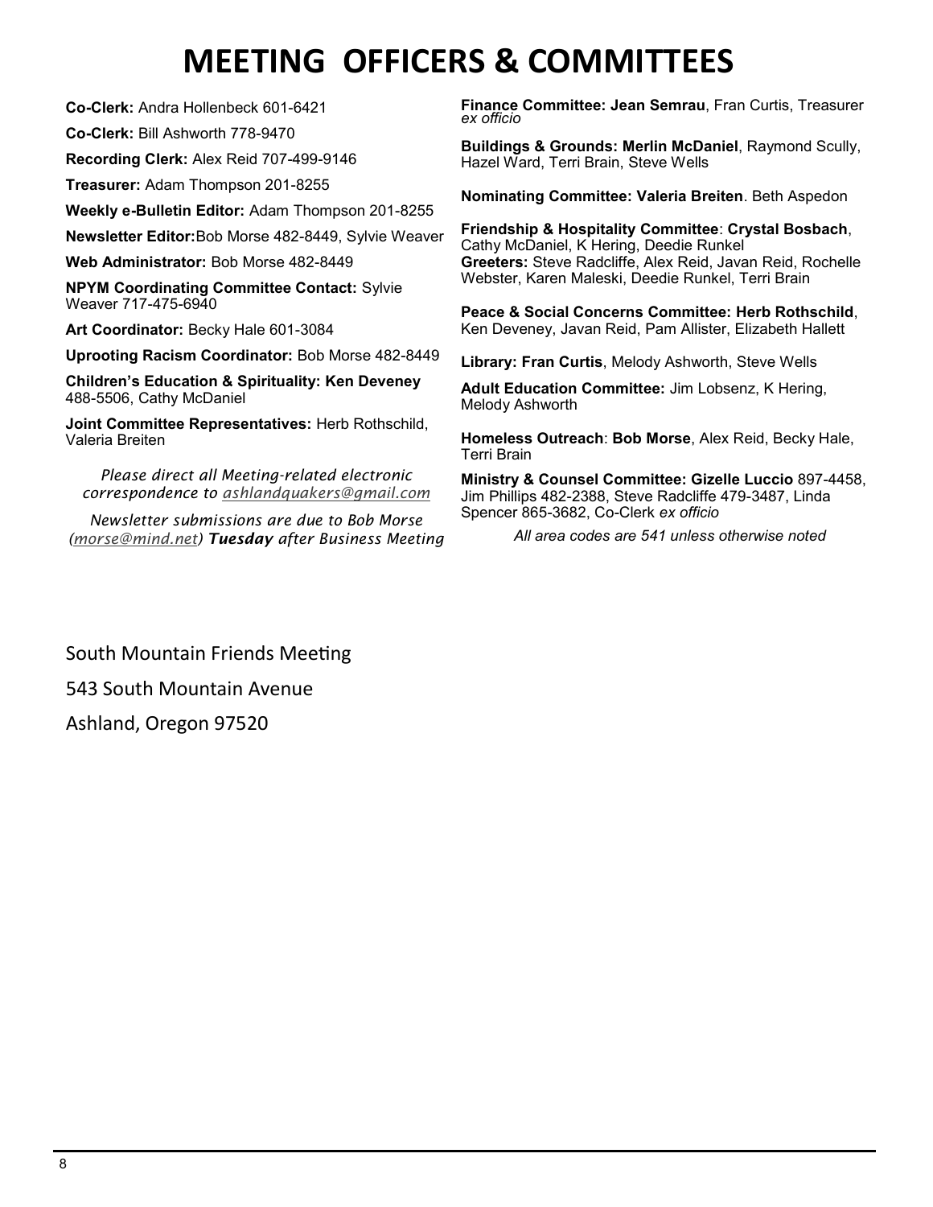# MEETING OFFICERS & COMMITTEES

**Co-Clerk:** Andra Hollenbeck 601-6421

**Co-Clerk:** Bill Ashworth 778-9470

**Recording Clerk:** Alex Reid 707-499-9146

**Treasurer:** Adam Thompson 201-8255

**Weekly e-Bulletin Editor:** Adam Thompson 201-8255

**Newsletter Editor:**Bob Morse 482-8449, Sylvie Weaver

**Web Administrator:** Bob Morse 482-8449

**NPYM Coordinating Committee Contact:** Sylvie Weaver 717-475-6940

**Art Coordinator:** Becky Hale 601-3084

**Uprooting Racism Coordinator:** Bob Morse 482-8449

**Children's Education & Spirituality: Ken Deveney** 488-5506, Cathy McDaniel

**Joint Committee Representatives:** Herb Rothschild, Valeria Breiten

*Please direct all Meeting-related electronic correspondence to ashlandquakers@gmail.com*

*Newsletter submissions are due to Bob Morse (morse@mind.net)* ***Tuesday*** *after Business Meeting*

**Finance Committee: Jean Semrau**, Fran Curtis, Treasurer *ex officio*

**Buildings & Grounds: Merlin McDaniel**, Raymond Scully, Hazel Ward, Terri Brain, Steve Wells

**Nominating Committee: Valeria Breiten**. Beth Aspedon

**Friendship & Hospitality Committee**: **Crystal Bosbach**, Cathy McDaniel, K Hering, Deedie Runkel

**Greeters:** Steve Radcliffe, Alex Reid, Javan Reid, Rochelle Webster, Karen Maleski, Deedie Runkel, Terri Brain

**Peace & Social Concerns Committee: Herb Rothschild**, Ken Deveney, Javan Reid, Pam Allister, Elizabeth Hallett

**Library: Fran Curtis**, Melody Ashworth, Steve Wells

**Adult Education Committee:** Jim Lobsenz, K Hering, Melody Ashworth

**Homeless Outreach**: **Bob Morse**, Alex Reid, Becky Hale, Terri Brain

**Ministry & Counsel Committee: Gizelle Luccio** 897-4458, Jim Phillips 482-2388, Steve Radcliffe 479-3487, Linda Spencer 865-3682, Co-Clerk *ex officio*

*All area codes are 541 unless otherwise noted*

South Mountain Friends Meeting

543 South Mountain Avenue

Ashland, Oregon 97520